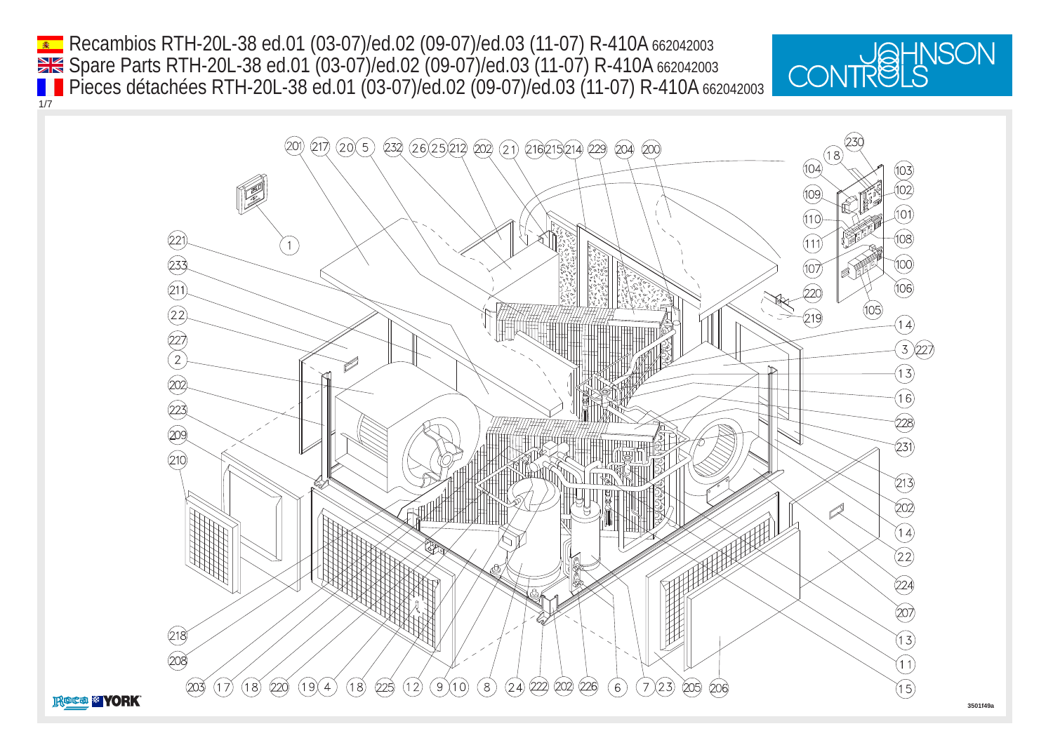# Recambios RTH-20L-38 ed.01 (03-07)/ed.02 (09-07)/ed.03 (11-07) R-410A 662042003

# Spare Parts RTH-20L-38 ed.01 (03-07)/ed.02 (09-07)/ed.03 (11-07) R-410A 662042003

# Pieces détachées RTH-20L-38 ed.01 (03-07)/ed.02 (09-07)/ed.03 (11-07) R-410A 662042003

JOHNSON CONTROLS

201 217 20 5 232 26 25 212 202 21 216 215 214 229 204 200 230 18 104 103 102 109 101 110 108 111 107 100 106 220 105 219 14 3 227 13 16 228 231 213 202 14 22 224 207 13 11 15

221 1 233 211 22 227 2 202 223 209 210 218 208

203 17 18 220 19 4 18 225 12 9 10 8 24 222 202 226 6 7 23 205 206

Roca YORK

3501f49a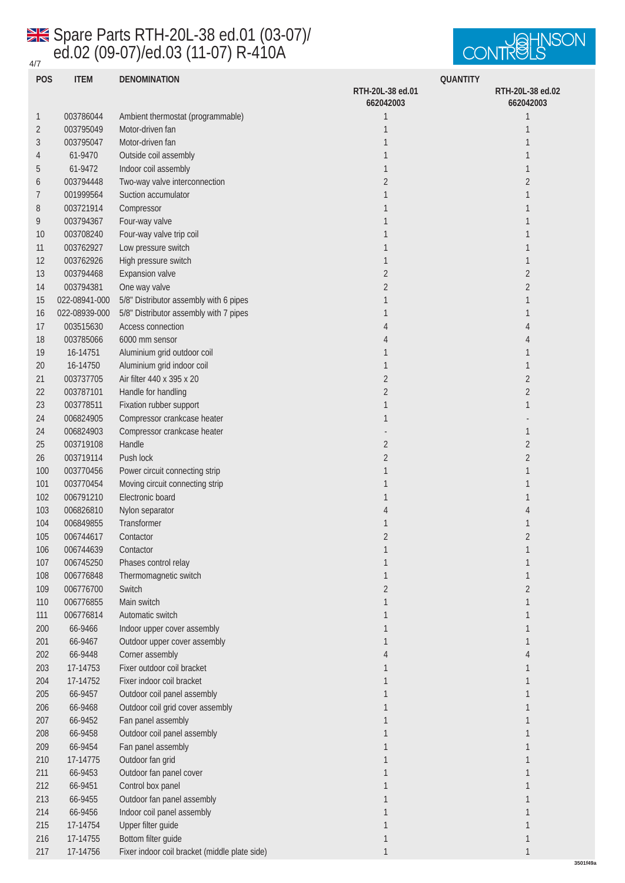# Spare Parts RTH-20L-38 ed.01 (03-07)/ ed.02 (09-07)/ed.03 (11-07) R-410A

| POS | ITEM | DENOMINATION | QUANTITY | |
|---|---|---|---|---|
| | | | RTH-20L-38 ed.01 662042003 | RTH-20L-38 ed.02 662042003 |
| 1 | 003786044 | Ambient thermostat (programmable) | 1 | 1 |
| 2 | 003795049 | Motor-driven fan | 1 | 1 |
| 3 | 003795047 | Motor-driven fan | 1 | 1 |
| 4 | 61-9470 | Outside coil assembly | 1 | 1 |
| 5 | 61-9472 | Indoor coil assembly | 1 | 1 |
| 6 | 003794448 | Two-way valve interconnection | 2 | 2 |
| 7 | 001999564 | Suction accumulator | 1 | 1 |
| 8 | 003721914 | Compressor | 1 | 1 |
| 9 | 003794367 | Four-way valve | 1 | 1 |
| 10 | 003708240 | Four-way valve trip coil | 1 | 1 |
| 11 | 003762927 | Low pressure switch | 1 | 1 |
| 12 | 003762926 | High pressure switch | 1 | 1 |
| 13 | 003794468 | Expansion valve | 2 | 2 |
| 14 | 003794381 | One way valve | 2 | 2 |
| 15 | 022-08941-000 | 5/8" Distributor assembly with 6 pipes | 1 | 1 |
| 16 | 022-08939-000 | 5/8" Distributor assembly with 7 pipes | 1 | 1 |
| 17 | 003515630 | Access connection | 4 | 4 |
| 18 | 003785066 | 6000 mm sensor | 4 | 4 |
| 19 | 16-14751 | Aluminium grid outdoor coil | 1 | 1 |
| 20 | 16-14750 | Aluminium grid indoor coil | 1 | 1 |
| 21 | 003737705 | Air filter 440 x 395 x 20 | 2 | 2 |
| 22 | 003787101 | Handle for handling | 2 | 2 |
| 23 | 003778511 | Fixation rubber support | 1 | 1 |
| 24 | 006824905 | Compressor crankcase heater | 1 | - |
| 24 | 006824903 | Compressor crankcase heater | - | 1 |
| 25 | 003719108 | Handle | 2 | 2 |
| 26 | 003719114 | Push lock | 2 | 2 |
| 100 | 003770456 | Power circuit connecting strip | 1 | 1 |
| 101 | 003770454 | Moving circuit connecting strip | 1 | 1 |
| 102 | 006791210 | Electronic board | 1 | 1 |
| 103 | 006826810 | Nylon separator | 4 | 4 |
| 104 | 006849855 | Transformer | 1 | 1 |
| 105 | 006744617 | Contactor | 2 | 2 |
| 106 | 006744639 | Contactor | 1 | 1 |
| 107 | 006745250 | Phases control relay | 1 | 1 |
| 108 | 006776848 | Thermomagnetic switch | 1 | 1 |
| 109 | 006776700 | Switch | 2 | 2 |
| 110 | 006776855 | Main switch | 1 | 1 |
| 111 | 006776814 | Automatic switch | 1 | 1 |
| 200 | 66-9466 | Indoor upper cover assembly | 1 | 1 |
| 201 | 66-9467 | Outdoor upper cover assembly | 1 | 1 |
| 202 | 66-9448 | Corner assembly | 4 | 4 |
| 203 | 17-14753 | Fixer outdoor coil bracket | 1 | 1 |
| 204 | 17-14752 | Fixer indoor coil bracket | 1 | 1 |
| 205 | 66-9457 | Outdoor coil panel assembly | 1 | 1 |
| 206 | 66-9468 | Outdoor coil grid cover assembly | 1 | 1 |
| 207 | 66-9452 | Fan panel assembly | 1 | 1 |
| 208 | 66-9458 | Outdoor coil panel assembly | 1 | 1 |
| 209 | 66-9454 | Fan panel assembly | 1 | 1 |
| 210 | 17-14775 | Outdoor fan grid | 1 | 1 |
| 211 | 66-9453 | Outdoor fan panel cover | 1 | 1 |
| 212 | 66-9451 | Control box panel | 1 | 1 |
| 213 | 66-9455 | Outdoor fan panel assembly | 1 | 1 |
| 214 | 66-9456 | Indoor coil panel assembly | 1 | 1 |
| 215 | 17-14754 | Upper filter guide | 1 | 1 |
| 216 | 17-14755 | Bottom filter guide | 1 | 1 |
| 217 | 17-14756 | Fixer indoor coil bracket (middle plate side) | 1 | 1 |

3501f49a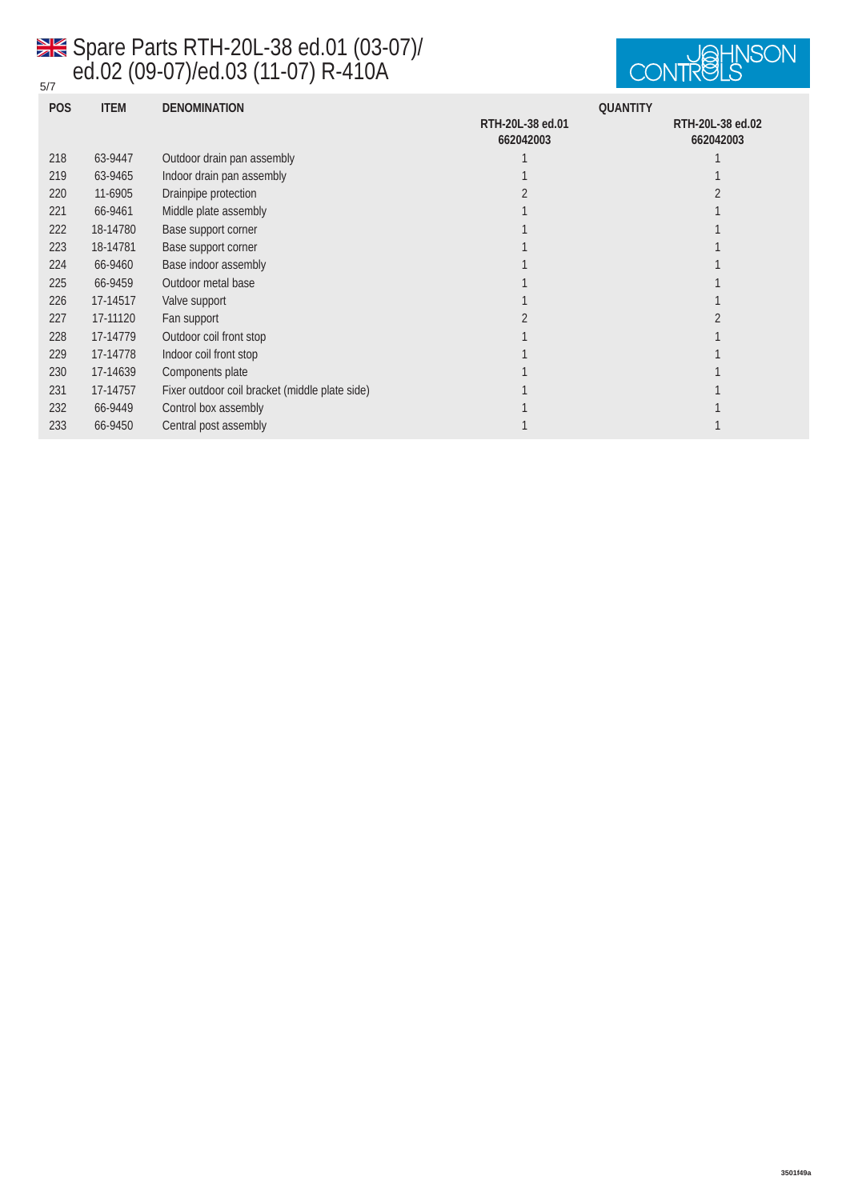# Spare Parts RTH-20L-38 ed.01 (03-07)/ ed.02 (09-07)/ed.03 (11-07) R-410A

| POS | ITEM | DENOMINATION | QUANTITY | |
|---|---|---|---|---|
| | | | RTH-20L-38 ed.01 662042003 | RTH-20L-38 ed.02 662042003 |
| 218 | 63-9447 | Outdoor drain pan assembly | 1 | 1 |
| 219 | 63-9465 | Indoor drain pan assembly | 1 | 1 |
| 220 | 11-6905 | Drainpipe protection | 2 | 2 |
| 221 | 66-9461 | Middle plate assembly | 1 | 1 |
| 222 | 18-14780 | Base support corner | 1 | 1 |
| 223 | 18-14781 | Base support corner | 1 | 1 |
| 224 | 66-9460 | Base indoor assembly | 1 | 1 |
| 225 | 66-9459 | Outdoor metal base | 1 | 1 |
| 226 | 17-14517 | Valve support | 1 | 1 |
| 227 | 17-11120 | Fan support | 2 | 2 |
| 228 | 17-14779 | Outdoor coil front stop | 1 | 1 |
| 229 | 17-14778 | Indoor coil front stop | 1 | 1 |
| 230 | 17-14639 | Components plate | 1 | 1 |
| 231 | 17-14757 | Fixer outdoor coil bracket (middle plate side) | 1 | 1 |
| 232 | 66-9449 | Control box assembly | 1 | 1 |
| 233 | 66-9450 | Central post assembly | 1 | 1 |